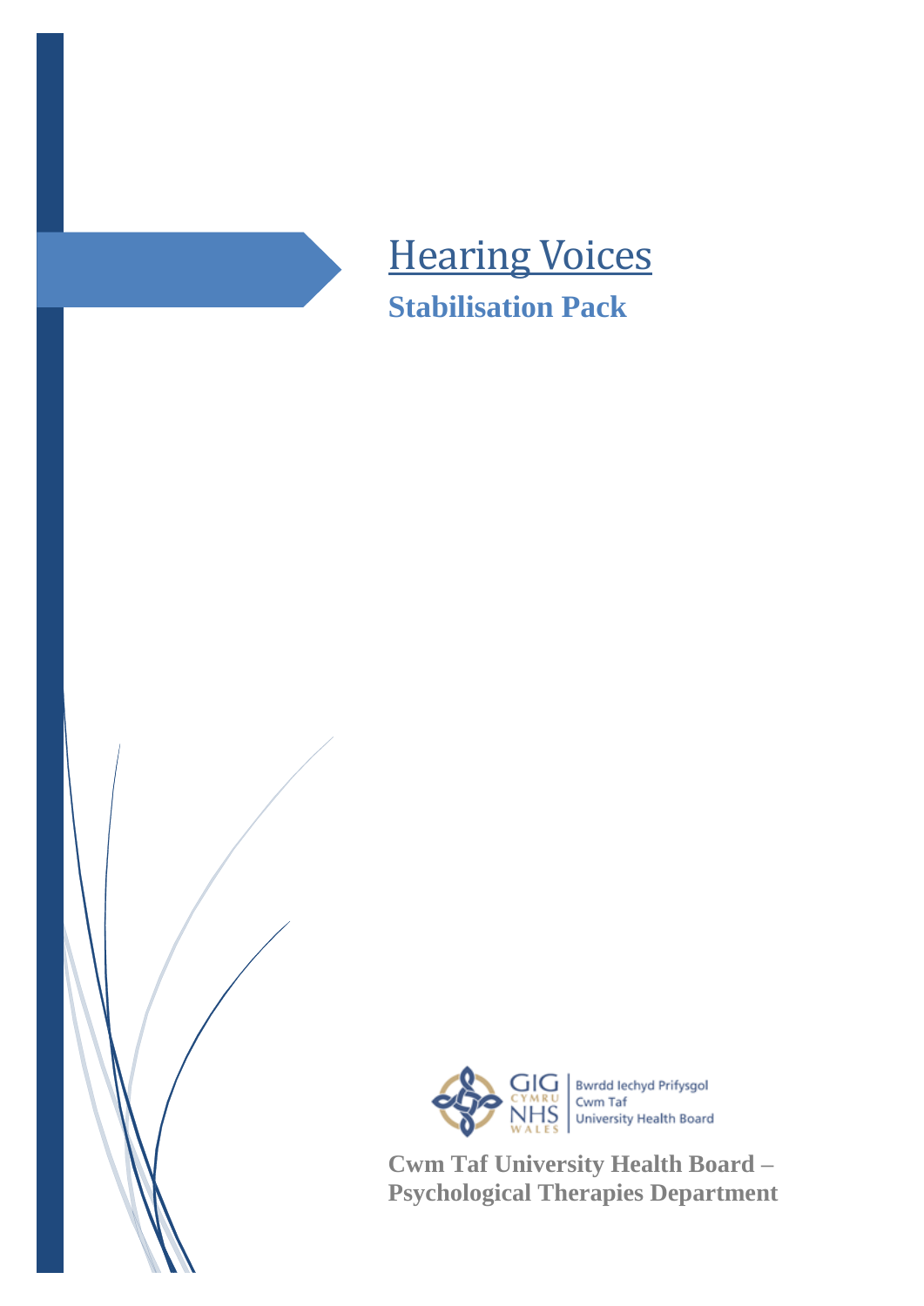# Hearing Voices

## Stabilisation Pack

GIG CYMRU NHS WALES | Bwrdd Iechyd Prifysgol Cwm Taf University Health Board

**Cwm Taf University Health Board – Psychological Therapies Department**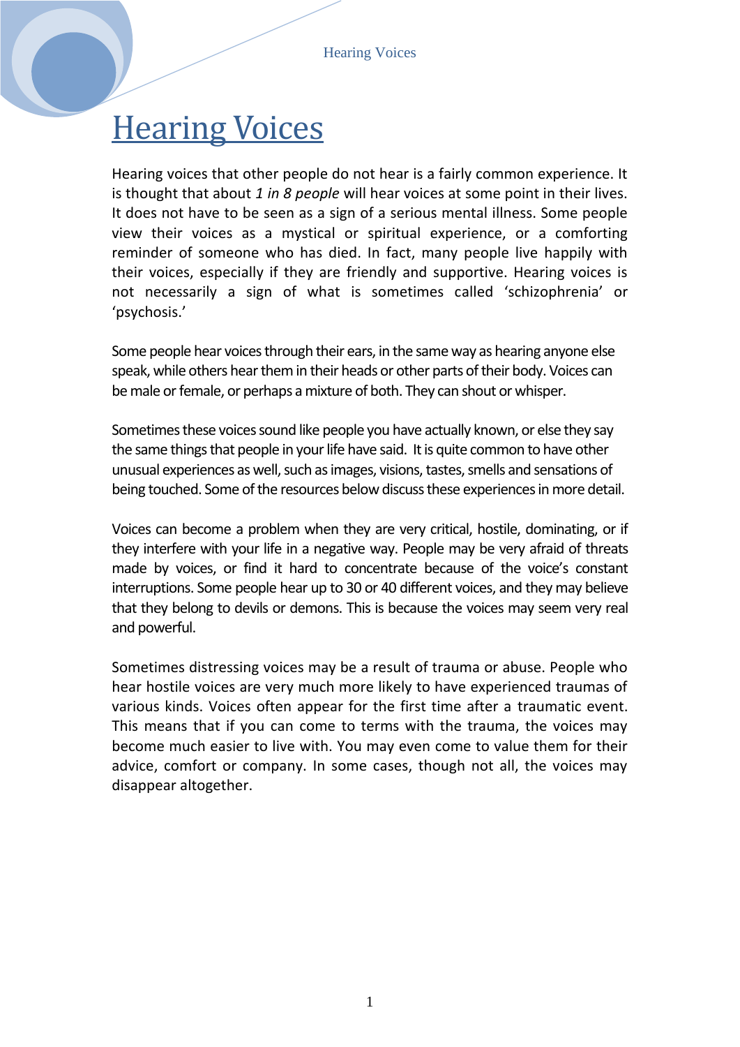# Hearing Voices

Hearing voices that other people do not hear is a fairly common experience. It is thought that about *1 in 8 people* will hear voices at some point in their lives. It does not have to be seen as a sign of a serious mental illness. Some people view their voices as a mystical or spiritual experience, or a comforting reminder of someone who has died. In fact, many people live happily with their voices, especially if they are friendly and supportive. Hearing voices is not necessarily a sign of what is sometimes called 'schizophrenia' or 'psychosis.'

Some people hear voices through their ears, in the same way as hearing anyone else speak, while others hear them in their heads or other parts of their body. Voices can be male or female, or perhaps a mixture of both. They can shout or whisper.

Sometimes these voices sound like people you have actually known, or else they say the same things that people in your life have said. It is quite common to have other unusual experiences as well, such as images, visions, tastes, smells and sensations of being touched. Some of the resources below discuss these experiences in more detail.

Voices can become a problem when they are very critical, hostile, dominating, or if they interfere with your life in a negative way. People may be very afraid of threats made by voices, or find it hard to concentrate because of the voice's constant interruptions. Some people hear up to 30 or 40 different voices, and they may believe that they belong to devils or demons. This is because the voices may seem very real and powerful.

Sometimes distressing voices may be a result of trauma or abuse. People who hear hostile voices are very much more likely to have experienced traumas of various kinds. Voices often appear for the first time after a traumatic event. This means that if you can come to terms with the trauma, the voices may become much easier to live with. You may even come to value them for their advice, comfort or company. In some cases, though not all, the voices may disappear altogether.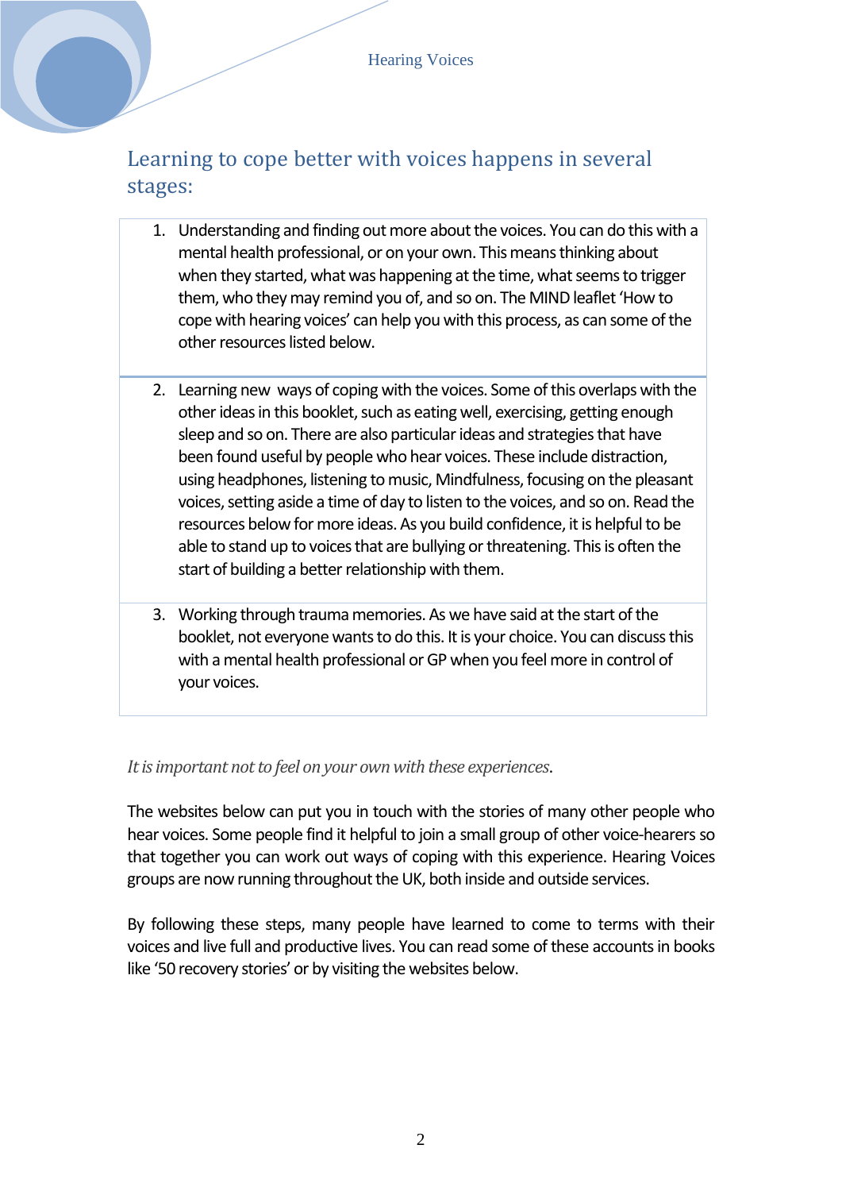## Learning to cope better with voices happens in several stages:

1. Understanding and finding out more about the voices. You can do this with a mental health professional, or on your own. This means thinking about when they started, what was happening at the time, what seems to trigger them, who they may remind you of, and so on. The MIND leaflet 'How to cope with hearing voices' can help you with this process, as can some of the other resources listed below.

2. Learning new ways of coping with the voices. Some of this overlaps with the other ideas in this booklet, such as eating well, exercising, getting enough sleep and so on. There are also particular ideas and strategies that have been found useful by people who hear voices. These include distraction, using headphones, listening to music, Mindfulness, focusing on the pleasant voices, setting aside a time of day to listen to the voices, and so on. Read the resources below for more ideas. As you build confidence, it is helpful to be able to stand up to voices that are bullying or threatening. This is often the start of building a better relationship with them.

3. Working through trauma memories. As we have said at the start of the booklet, not everyone wants to do this. It is your choice. You can discuss this with a mental health professional or GP when you feel more in control of your voices.

*It is important not to feel on your own with these experiences.*

The websites below can put you in touch with the stories of many other people who hear voices. Some people find it helpful to join a small group of other voice-hearers so that together you can work out ways of coping with this experience. Hearing Voices groups are now running throughout the UK, both inside and outside services.

By following these steps, many people have learned to come to terms with their voices and live full and productive lives. You can read some of these accounts in books like '50 recovery stories' or by visiting the websites below.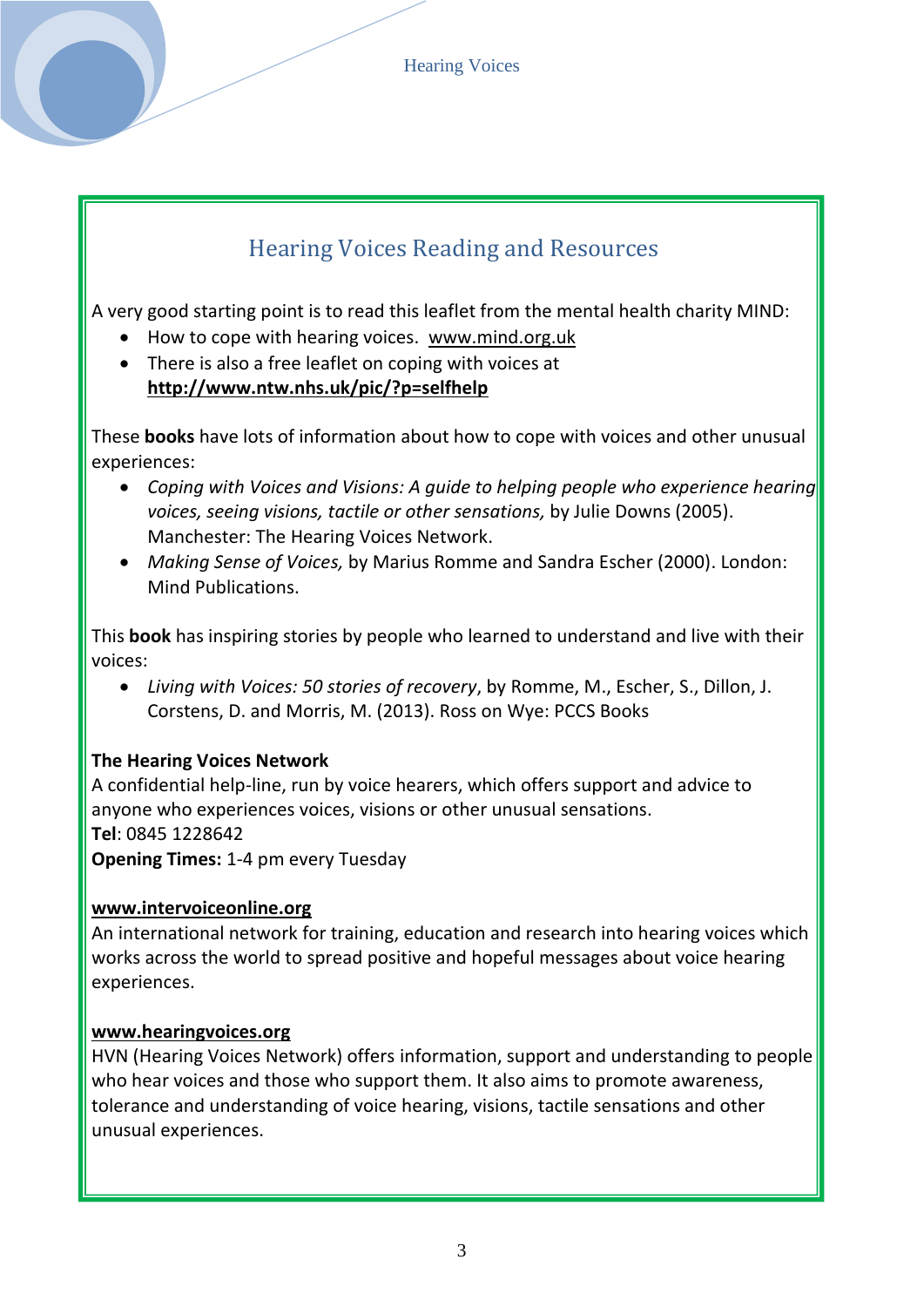## Hearing Voices Reading and Resources

A very good starting point is to read this leaflet from the mental health charity MIND:

- How to cope with hearing voices. www.mind.org.uk
- There is also a free leaflet on coping with voices at **http://www.ntw.nhs.uk/pic/?p=selfhelp**

These **books** have lots of information about how to cope with voices and other unusual experiences:

- *Coping with Voices and Visions: A guide to helping people who experience hearing voices, seeing visions, tactile or other sensations,* by Julie Downs (2005). Manchester: The Hearing Voices Network.
- *Making Sense of Voices,* by Marius Romme and Sandra Escher (2000). London: Mind Publications.

This **book** has inspiring stories by people who learned to understand and live with their voices:

- *Living with Voices: 50 stories of recovery*, by Romme, M., Escher, S., Dillon, J. Corstens, D. and Morris, M. (2013). Ross on Wye: PCCS Books

**The Hearing Voices Network**
A confidential help-line, run by voice hearers, which offers support and advice to anyone who experiences voices, visions or other unusual sensations.
**Tel**: 0845 1228642
**Opening Times:** 1-4 pm every Tuesday

**www.intervoiceonline.org**
An international network for training, education and research into hearing voices which works across the world to spread positive and hopeful messages about voice hearing experiences.

**www.hearingvoices.org**
HVN (Hearing Voices Network) offers information, support and understanding to people who hear voices and those who support them. It also aims to promote awareness, tolerance and understanding of voice hearing, visions, tactile sensations and other unusual experiences.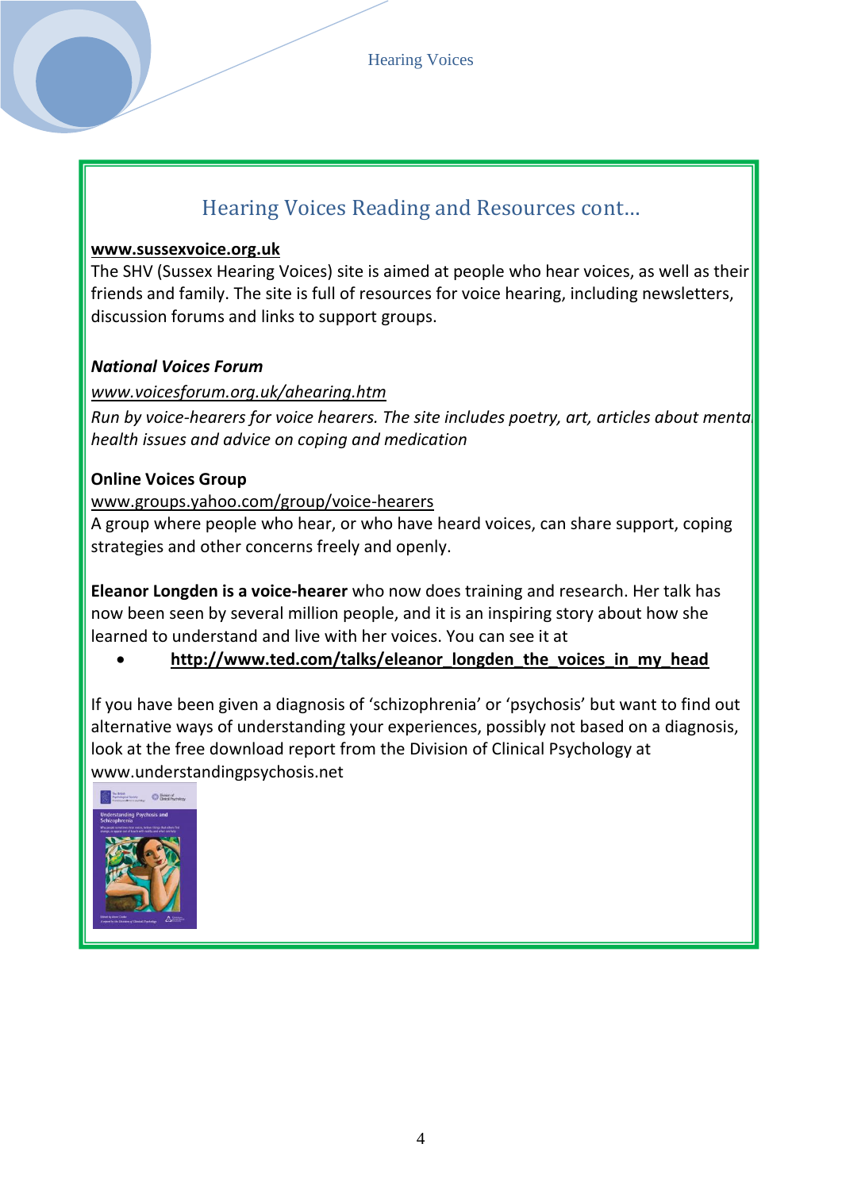## Hearing Voices Reading and Resources cont...

**www.sussexvoice.org.uk**
The SHV (Sussex Hearing Voices) site is aimed at people who hear voices, as well as their friends and family. The site is full of resources for voice hearing, including newsletters, discussion forums and links to support groups.

***National Voices Forum***
*www.voicesforum.org.uk/ahearing.htm*
*Run by voice-hearers for voice hearers. The site includes poetry, art, articles about mental health issues and advice on coping and medication*

**Online Voices Group**
www.groups.yahoo.com/group/voice-hearers
A group where people who hear, or who have heard voices, can share support, coping strategies and other concerns freely and openly.

**Eleanor Longden is a voice-hearer** who now does training and research. Her talk has now been seen by several million people, and it is an inspiring story about how she learned to understand and live with her voices. You can see it at

- **http://www.ted.com/talks/eleanor_longden_the_voices_in_my_head**

If you have been given a diagnosis of 'schizophrenia' or 'psychosis' but want to find out alternative ways of understanding your experiences, possibly not based on a diagnosis, look at the free download report from the Division of Clinical Psychology at www.understandingpsychosis.net